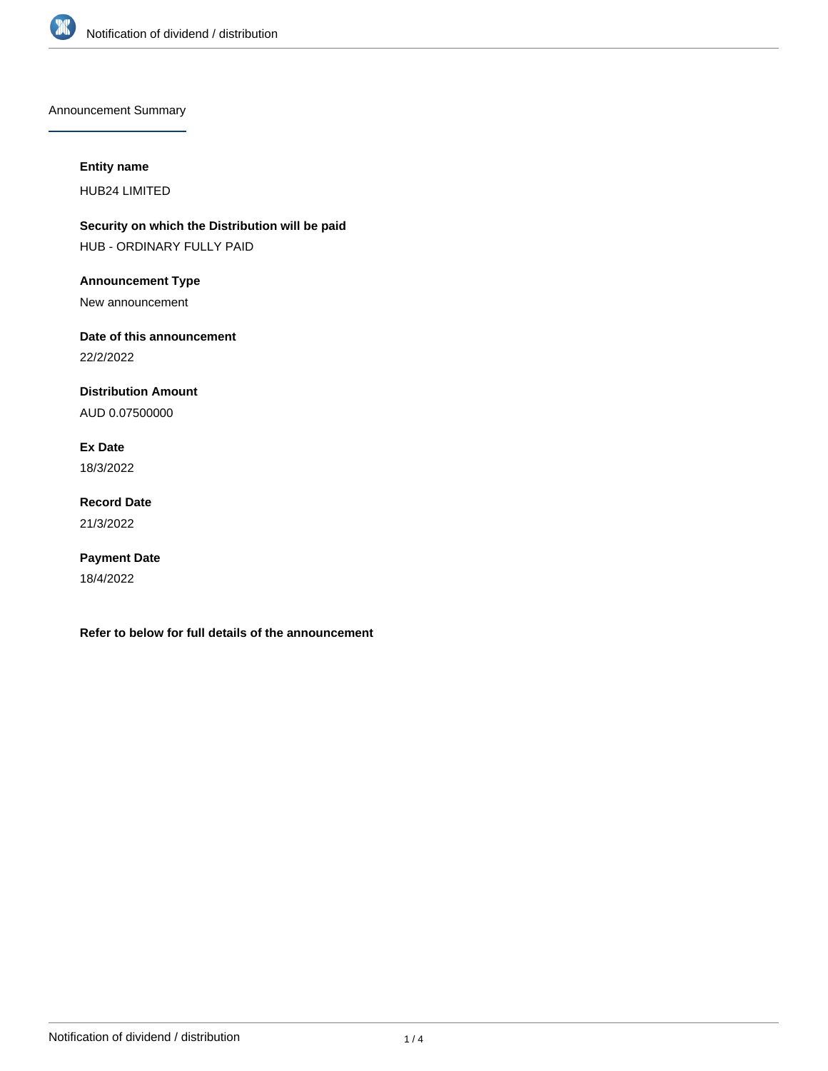## Announcement Summary

**Entity name**

HUB24 LIMITED

**Security on which the Distribution will be paid**

HUB - ORDINARY FULLY PAID

**Announcement Type**

New announcement

**Date of this announcement**

22/2/2022

**Distribution Amount**

AUD 0.07500000

**Ex Date**

18/3/2022

**Record Date**

21/3/2022

**Payment Date**

18/4/2022

**Refer to below for full details of the announcement**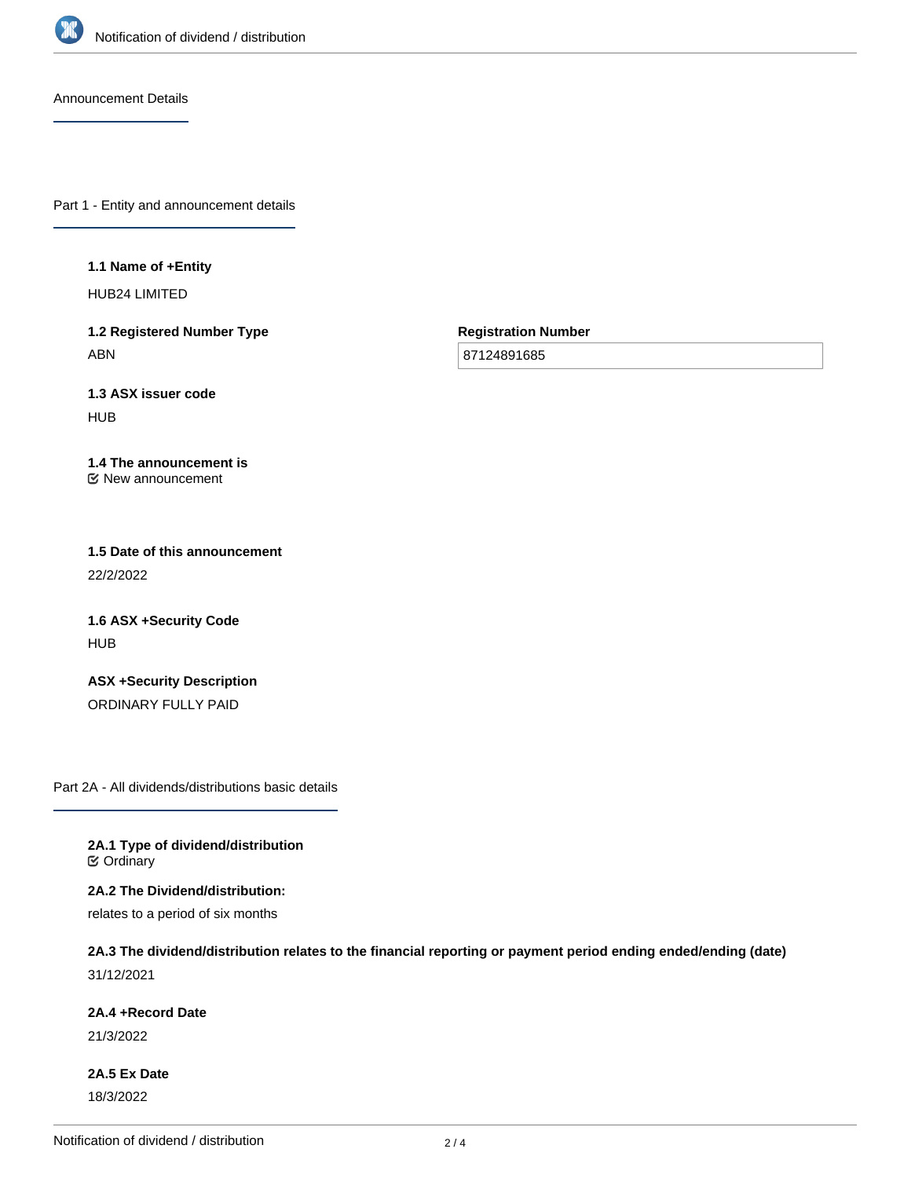Announcement Details

## Part 1 - Entity and announcement details

**1.1 Name of +Entity**

HUB24 LIMITED

**1.2 Registered Number Type**

ABN

**Registration Number**

87124891685

**1.3 ASX issuer code**

HUB

**1.4 The announcement is**

New announcement

**1.5 Date of this announcement**

22/2/2022

**1.6 ASX +Security Code**

HUB

**ASX +Security Description**

ORDINARY FULLY PAID

## Part 2A - All dividends/distributions basic details

**2A.1 Type of dividend/distribution**

Ordinary

**2A.2 The Dividend/distribution:**

relates to a period of six months

**2A.3 The dividend/distribution relates to the financial reporting or payment period ending ended/ending (date)**

31/12/2021

**2A.4 +Record Date**

21/3/2022

**2A.5 Ex Date**

18/3/2022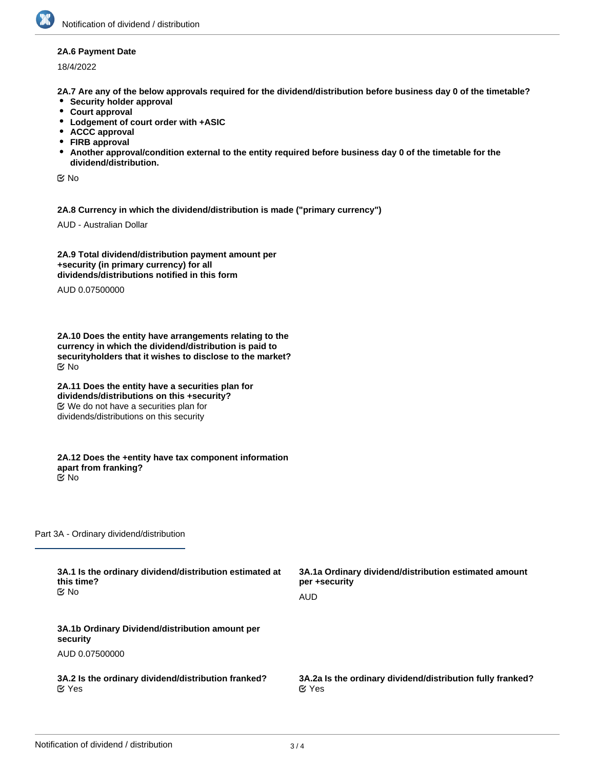**2A.6 Payment Date**

18/4/2022

**2A.7 Are any of the below approvals required for the dividend/distribution before business day 0 of the timetable?**

- **Security holder approval**
- **Court approval**
- **Lodgement of court order with +ASIC**
- **ACCC approval**
- **FIRB approval**
- **Another approval/condition external to the entity required before business day 0 of the timetable for the dividend/distribution.**

☑ No

**2A.8 Currency in which the dividend/distribution is made ("primary currency")**

AUD - Australian Dollar

**2A.9 Total dividend/distribution payment amount per +security (in primary currency) for all dividends/distributions notified in this form**

AUD 0.07500000

**2A.10 Does the entity have arrangements relating to the currency in which the dividend/distribution is paid to securityholders that it wishes to disclose to the market?**

☑ No

**2A.11 Does the entity have a securities plan for dividends/distributions on this +security?**

☑ We do not have a securities plan for dividends/distributions on this security

**2A.12 Does the +entity have tax component information apart from franking?**

☑ No

## Part 3A - Ordinary dividend/distribution

**3A.1 Is the ordinary dividend/distribution estimated at this time?**

☑ No

**3A.1a Ordinary dividend/distribution estimated amount per +security**

AUD

**3A.1b Ordinary Dividend/distribution amount per security**

AUD 0.07500000

**3A.2 Is the ordinary dividend/distribution franked?**

☑ Yes

**3A.2a Is the ordinary dividend/distribution fully franked?**

☑ Yes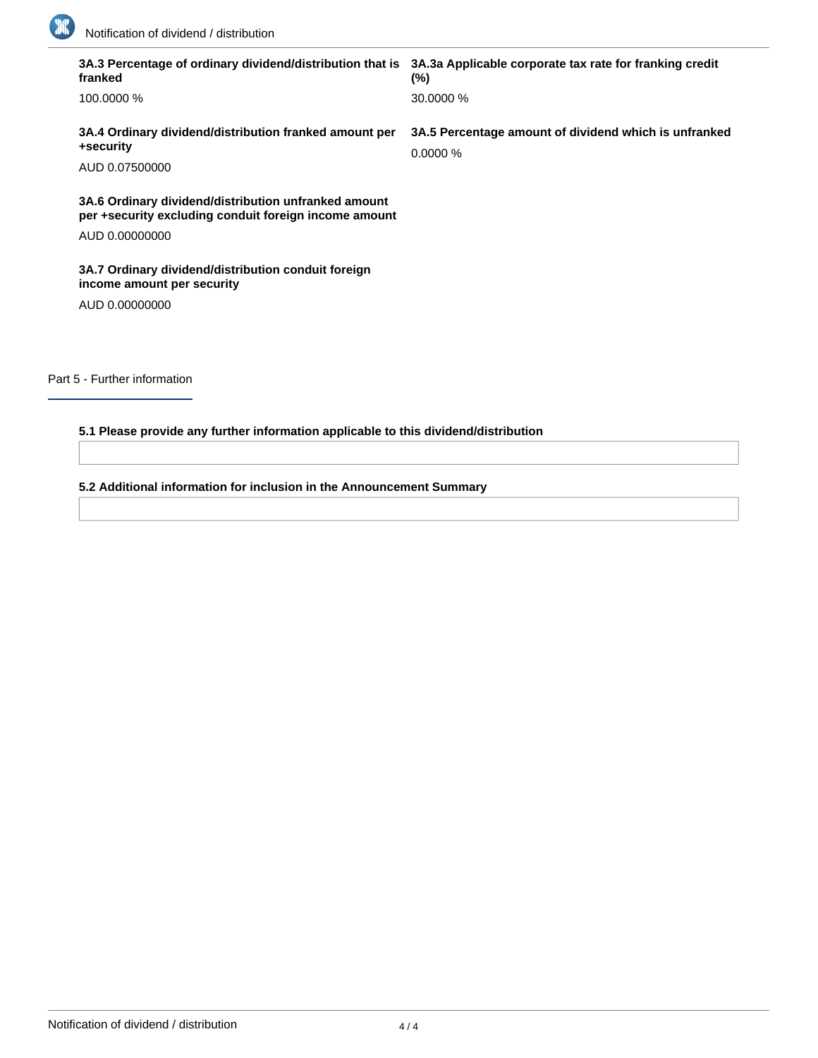**3A.3 Percentage of ordinary dividend/distribution that is franked**

100.0000 %

**3A.3a Applicable corporate tax rate for franking credit (%)**

30.0000 %

**3A.4 Ordinary dividend/distribution franked amount per +security**

AUD 0.07500000

**3A.5 Percentage amount of dividend which is unfranked**

0.0000 %

**3A.6 Ordinary dividend/distribution unfranked amount per +security excluding conduit foreign income amount**

AUD 0.00000000

**3A.7 Ordinary dividend/distribution conduit foreign income amount per security**

AUD 0.00000000

## Part 5 - Further information

**5.1 Please provide any further information applicable to this dividend/distribution**

**5.2 Additional information for inclusion in the Announcement Summary**